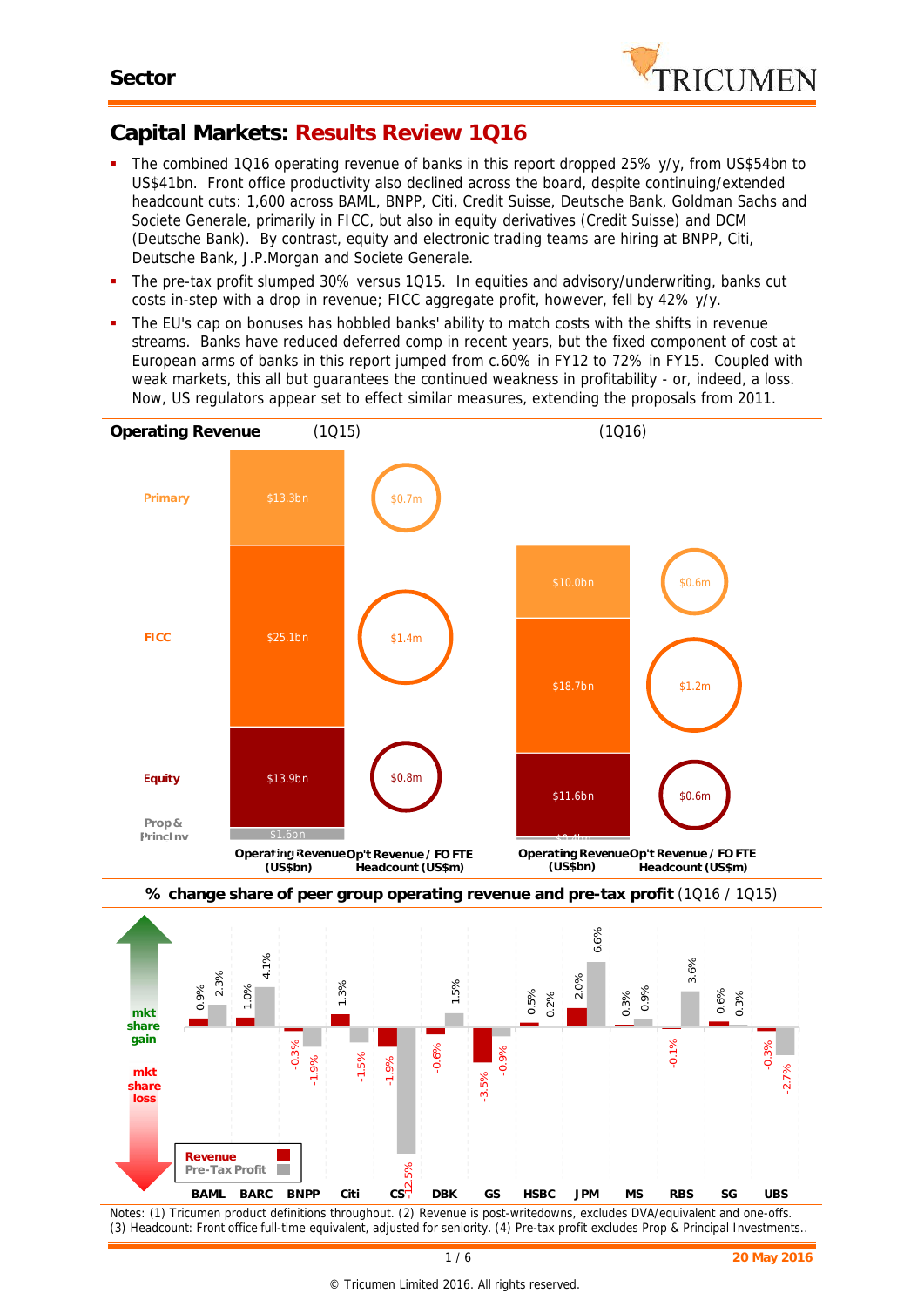# Capital Markets: Results Review 1Q16

- The combined 1Q16 operating revenue of banks in this report dropped 25% y/y, from US$54bn to US$41bn. Front office productivity also declined across the board, despite continuing/extended headcount cuts: 1,600 across BAML, BNPP, Citi, Credit Suisse, Deutsche Bank, Goldman Sachs and Societe Generale, primarily in FICC, but also in equity derivatives (Credit Suisse) and DCM (Deutsche Bank). By contrast, equity and electronic trading teams are hiring at BNPP, Citi, Deutsche Bank, J.P.Morgan and Societe Generale.
- The pre-tax profit slumped 30% versus 1Q15. In equities and advisory/underwriting, banks cut costs in-step with a drop in revenue; FICC aggregate profit, however, fell by 42% y/y.
- The EU's cap on bonuses has hobbled banks' ability to match costs with the shifts in revenue streams. Banks have reduced deferred comp in recent years, but the fixed component of cost at European arms of banks in this report jumped from c.60% in FY12 to 72% in FY15. Coupled with weak markets, this all but guarantees the continued weakness in profitability - or, indeed, a loss. Now, US regulators appear set to effect similar measures, extending the proposals from 2011.

## Operating Revenue

| | 1Q15 Operating Revenue (US$bn) | 1Q15 Op't Revenue / FO FTE Headcount (US$m) | 1Q16 Operating Revenue (US$bn) | 1Q16 Op't Revenue / FO FTE Headcount (US$m) |
|---|---|---|---|---|
| Primary | $13.3bn | $0.7m | $10.0bn | $0.6m |
| FICC | $25.1bn | $1.4m | $18.7bn | $1.2m |
| Equity | $13.9bn | $0.8m | $11.6bn | $0.6m |
| Prop & Princ Inv | $1.6bn | | $0.4bn | |

## % change share of peer group operating revenue and pre-tax profit (1Q16 / 1Q15)

| | Revenue | Pre-Tax Profit |
|---|---|---|
| BAML | 0.9% | 2.3% |
| BARC | 1.0% | 4.1% |
| BNPP | -0.3% | -1.9% |
| Citi | 1.3% | -1.5% |
| CS | -1.9% | -12.5% |
| DBK | -0.6% | 1.5% |
| GS | -3.5% | -0.9% |
| HSBC | 0.5% | 0.2% |
| JPM | 2.0% | 6.6% |
| MS | 0.3% | 0.9% |
| RBS | -0.1% | 3.6% |
| SG | 0.6% | 0.3% |
| UBS | -0.3% | -2.7% |

Notes: (1) Tricumen product definitions throughout. (2) Revenue is post-writedowns, excludes DVA/equivalent and one-offs. (3) Headcount: Front office full-time equivalent, adjusted for seniority. (4) Pre-tax profit excludes Prop & Principal Investments..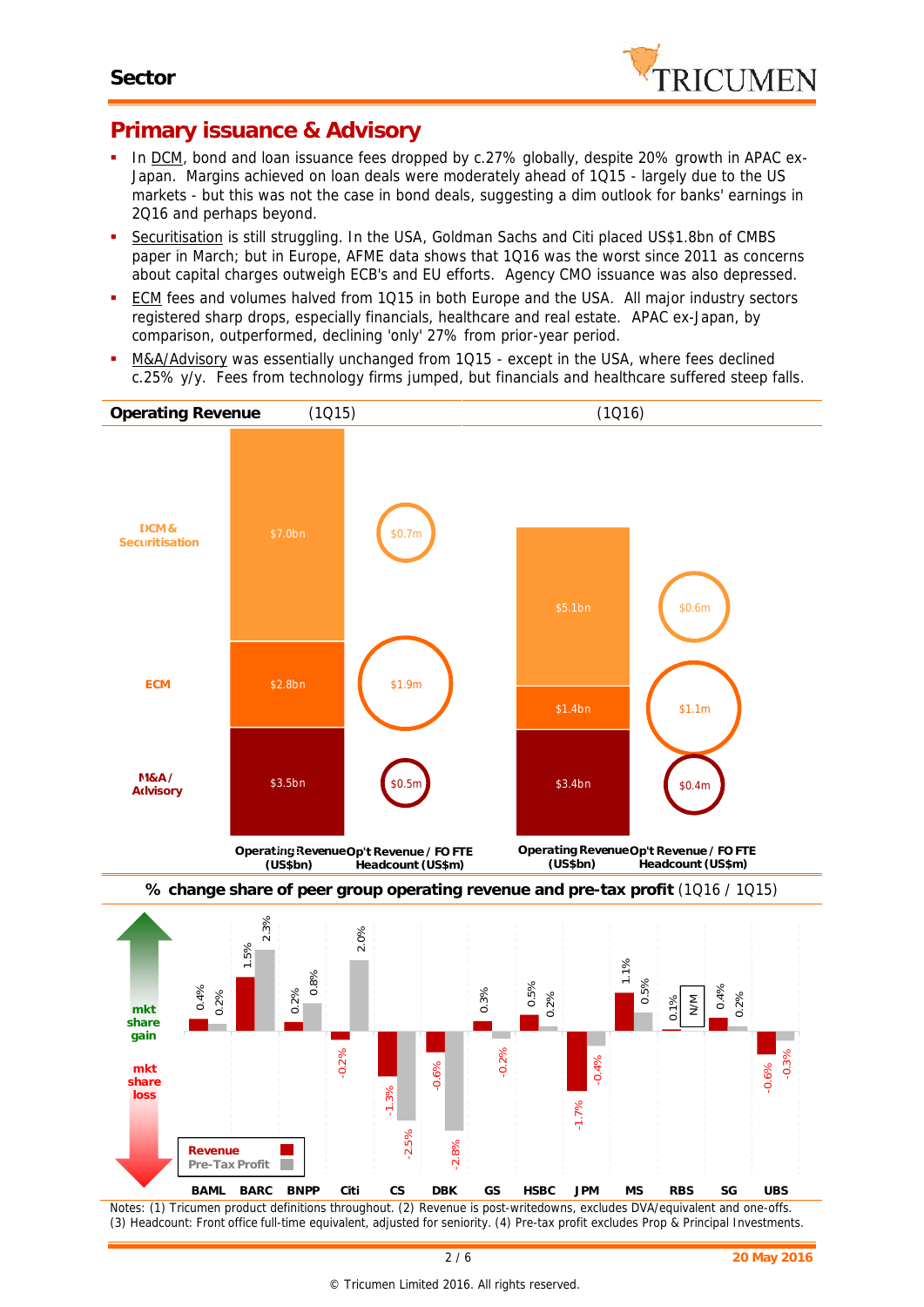## Sector

# Primary issuance & Advisory

- In DCM, bond and loan issuance fees dropped by c.27% globally, despite 20% growth in APAC ex-Japan. Margins achieved on loan deals were moderately ahead of 1Q15 - largely due to the US markets - but this was not the case in bond deals, suggesting a dim outlook for banks' earnings in 2Q16 and perhaps beyond.
- Securitisation is still struggling. In the USA, Goldman Sachs and Citi placed US$1.8bn of CMBS paper in March; but in Europe, AFME data shows that 1Q16 was the worst since 2011 as concerns about capital charges outweigh ECB's and EU efforts. Agency CMO issuance was also depressed.
- ECM fees and volumes halved from 1Q15 in both Europe and the USA. All major industry sectors registered sharp drops, especially financials, healthcare and real estate. APAC ex-Japan, by comparison, outperformed, declining 'only' 27% from prior-year period.
- M&A/Advisory was essentially unchanged from 1Q15 - except in the USA, where fees declined c.25% y/y. Fees from technology firms jumped, but financials and healthcare suffered steep falls.

**Operating Revenue**

| | 1Q15 Operating Revenue (US$bn) | 1Q15 Op't Revenue / FO FTE Headcount (US$m) | 1Q16 Operating Revenue (US$bn) | 1Q16 Op't Revenue / FO FTE Headcount (US$m) |
|---|---|---|---|---|
| DCM & Securitisation | $7.0bn | $0.7m | $5.1bn | $0.6m |
| ECM | $2.8bn | $1.9m | $1.4bn | $1.1m |
| M&A / Advisory | $3.5bn | $0.5m | $3.4bn | $0.4m |

**% change share of peer group operating revenue and pre-tax profit** (1Q16 / 1Q15)

| | BAML | BARC | BNPP | Citi | CS | DBK | GS | HSBC | JPM | MS | RBS | SG | UBS |
|---|---|---|---|---|---|---|---|---|---|---|---|---|---|
| Revenue | 0.4% | 1.5% | 0.2% | -0.2% | -1.3% | -0.6% | 0.3% | 0.5% | -1.7% | 1.1% | 0.1% | 0.4% | -0.6% |
| Pre-Tax Profit | 0.2% | 2.3% | 0.8% | 2.0% | -2.5% | -2.8% | -0.2% | 0.2% | -0.4% | 0.5% | N/M | 0.2% | -0.3% |

Notes: (1) Tricumen product definitions throughout. (2) Revenue is post-writedowns, excludes DVA/equivalent and one-offs. (3) Headcount: Front office full-time equivalent, adjusted for seniority. (4) Pre-tax profit excludes Prop & Principal Investments.

20 May 2016

© Tricumen Limited 2016. All rights reserved.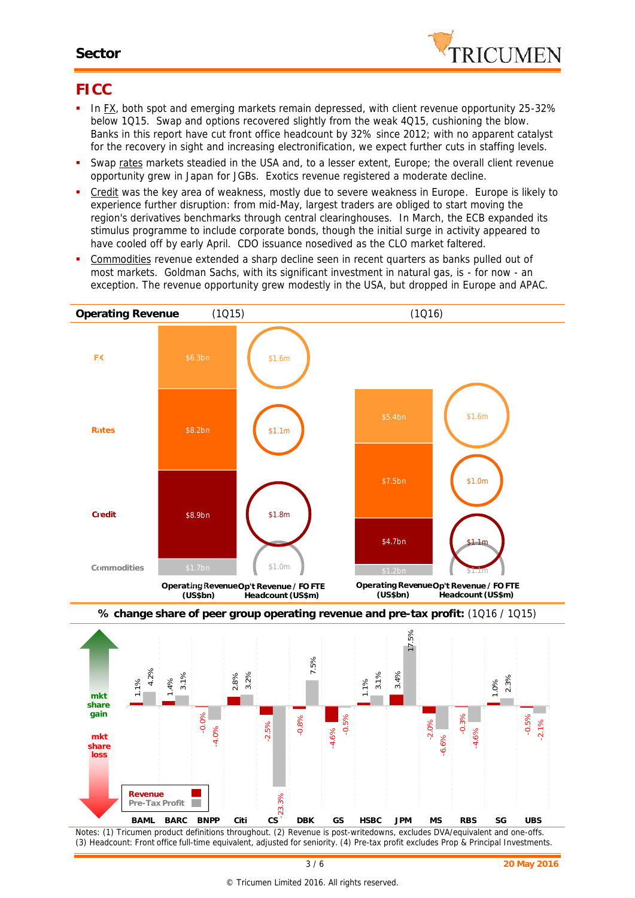## FICC

- In FX, both spot and emerging markets remain depressed, with client revenue opportunity 25-32% below 1Q15. Swap and options recovered slightly from the weak 4Q15, cushioning the blow. Banks in this report have cut front office headcount by 32% since 2012; with no apparent catalyst for the recovery in sight and increasing electronification, we expect further cuts in staffing levels.
- Swap rates markets steadied in the USA and, to a lesser extent, Europe; the overall client revenue opportunity grew in Japan for JGBs. Exotics revenue registered a moderate decline.
- Credit was the key area of weakness, mostly due to severe weakness in Europe. Europe is likely to experience further disruption: from mid-May, largest traders are obliged to start moving the region's derivatives benchmarks through central clearinghouses. In March, the ECB expanded its stimulus programme to include corporate bonds, though the initial surge in activity appeared to have cooled off by early April. CDO issuance nosedived as the CLO market faltered.
- Commodities revenue extended a sharp decline seen in recent quarters as banks pulled out of most markets. Goldman Sachs, with its significant investment in natural gas, is - for now - an exception. The revenue opportunity grew modestly in the USA, but dropped in Europe and APAC.

**Operating Revenue**

| | 1Q15 Operating Revenue (US$bn) | 1Q15 Op't Revenue / FO FTE Headcount (US$m) | 1Q16 Operating Revenue (US$bn) | 1Q16 Op't Revenue / FO FTE Headcount (US$m) |
|---|---|---|---|---|
| FX | $6.3bn | $1.6m | $5.4bn | $1.6m |
| Rates | $8.2bn | $1.1m | $7.5bn | $1.0m |
| Credit | $8.9bn | $1.8m | $4.7bn | $1.1m |
| Commodities | $1.7bn | $1.0m | $1.2bn | $1.1m |

**% change share of peer group operating revenue and pre-tax profit:** (1Q16 / 1Q15)

| | BAML | BARC | BNPP | Citi | CS | DBK | GS | HSBC | JPM | MS | RBS | SG | UBS |
|---|---|---|---|---|---|---|---|---|---|---|---|---|---|
| Revenue | 1.1% | 1.4% | -0.0% | 2.8% | -2.5% | -0.8% | -4.6% | 1.1% | 3.4% | -2.0% | -0.3% | 1.0% | -0.5% |
| Pre-Tax Profit | 4.2% | 3.1% | -4.0% | 3.2% | -23.3% | 7.5% | -0.5% | 3.1% | 17.5% | -6.6% | -4.6% | 2.3% | -2.1% |

Notes: (1) Tricumen product definitions throughout. (2) Revenue is post-writedowns, excludes DVA/equivalent and one-offs. (3) Headcount: Front office full-time equivalent, adjusted for seniority. (4) Pre-tax profit excludes Prop & Principal Investments.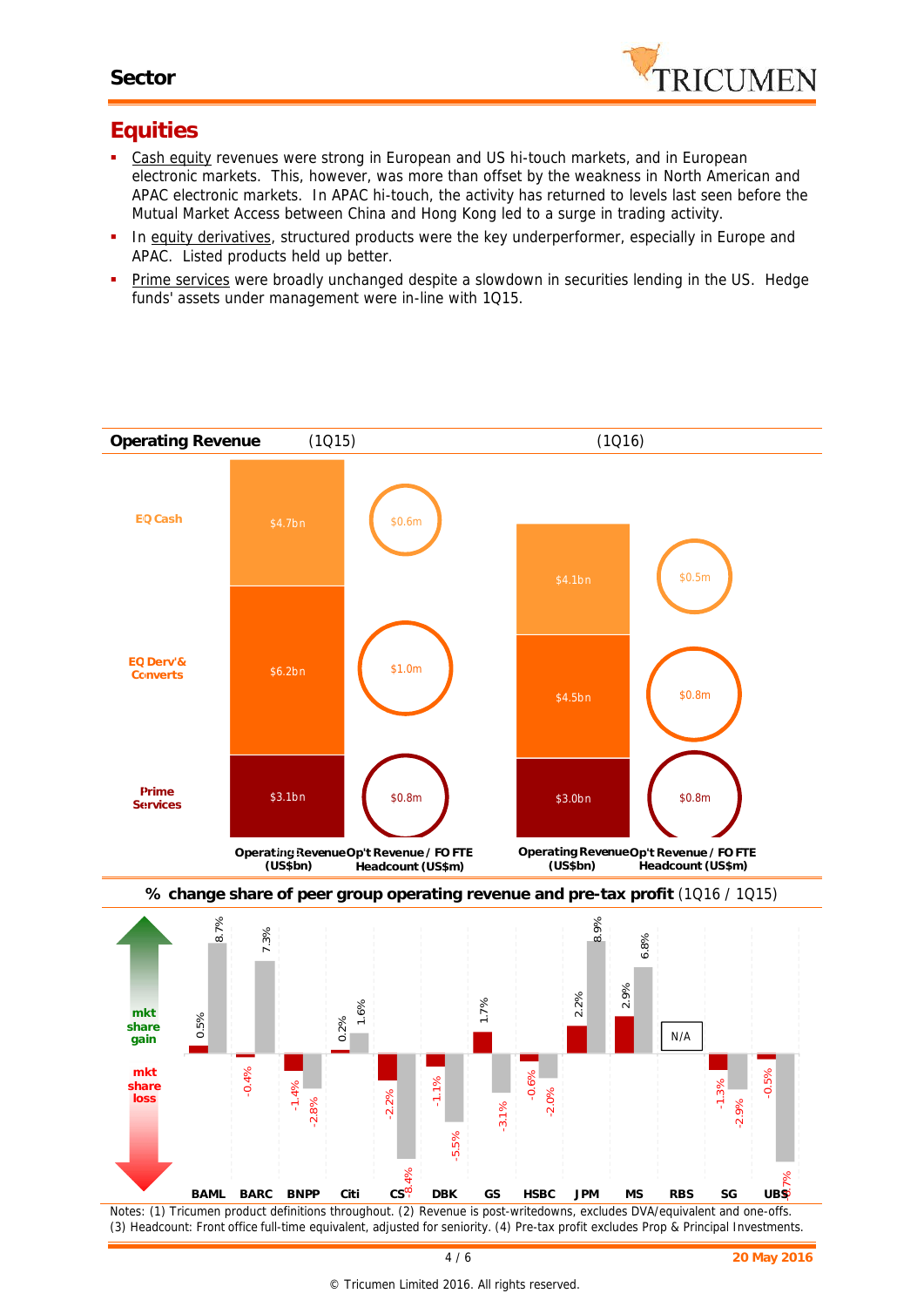## Equities

- Cash equity revenues were strong in European and US hi-touch markets, and in European electronic markets. This, however, was more than offset by the weakness in North American and APAC electronic markets. In APAC hi-touch, the activity has returned to levels last seen before the Mutual Market Access between China and Hong Kong led to a surge in trading activity.
- In equity derivatives, structured products were the key underperformer, especially in Europe and APAC. Listed products held up better.
- Prime services were broadly unchanged despite a slowdown in securities lending in the US. Hedge funds' assets under management were in-line with 1Q15.

**Operating Revenue**

| | Operating Revenue (US$bn) (1Q15) | Op't Revenue / FO FTE Headcount (US$m) (1Q15) | Operating Revenue (US$bn) (1Q16) | Op't Revenue / FO FTE Headcount (US$m) (1Q16) |
|---|---|---|---|---|
| EQ Cash | $4.7bn | $0.6m | $4.1bn | $0.5m |
| EQ Derv'& Converts | $6.2bn | $1.0m | $4.5bn | $0.8m |
| Prime Services | $3.1bn | $0.8m | $3.0bn | $0.8m |

**% change share of peer group operating revenue and pre-tax profit** (1Q16 / 1Q15)

| | BAML | BARC | BNPP | Citi | CS | DBK | GS | HSBC | JPM | MS | RBS | SG | UBS |
|---|---|---|---|---|---|---|---|---|---|---|---|---|---|
| Operating revenue | 0.5% | -0.4% | -1.4% | 0.2% | -2.2% | -1.1% | 1.7% | -0.6% | 2.2% | 2.9% | N/A | -1.3% | -0.5% |
| Pre-tax profit | 8.7% | 7.3% | -2.8% | 1.6% | -8.4% | -5.5% | -3.1% | -2.0% | 8.9% | 6.8% | N/A | -2.9% | -8.7% |

mkt share gain / mkt share loss

Notes: (1) Tricumen product definitions throughout. (2) Revenue is post-writedowns, excludes DVA/equivalent and one-offs. (3) Headcount: Front office full-time equivalent, adjusted for seniority. (4) Pre-tax profit excludes Prop & Principal Investments.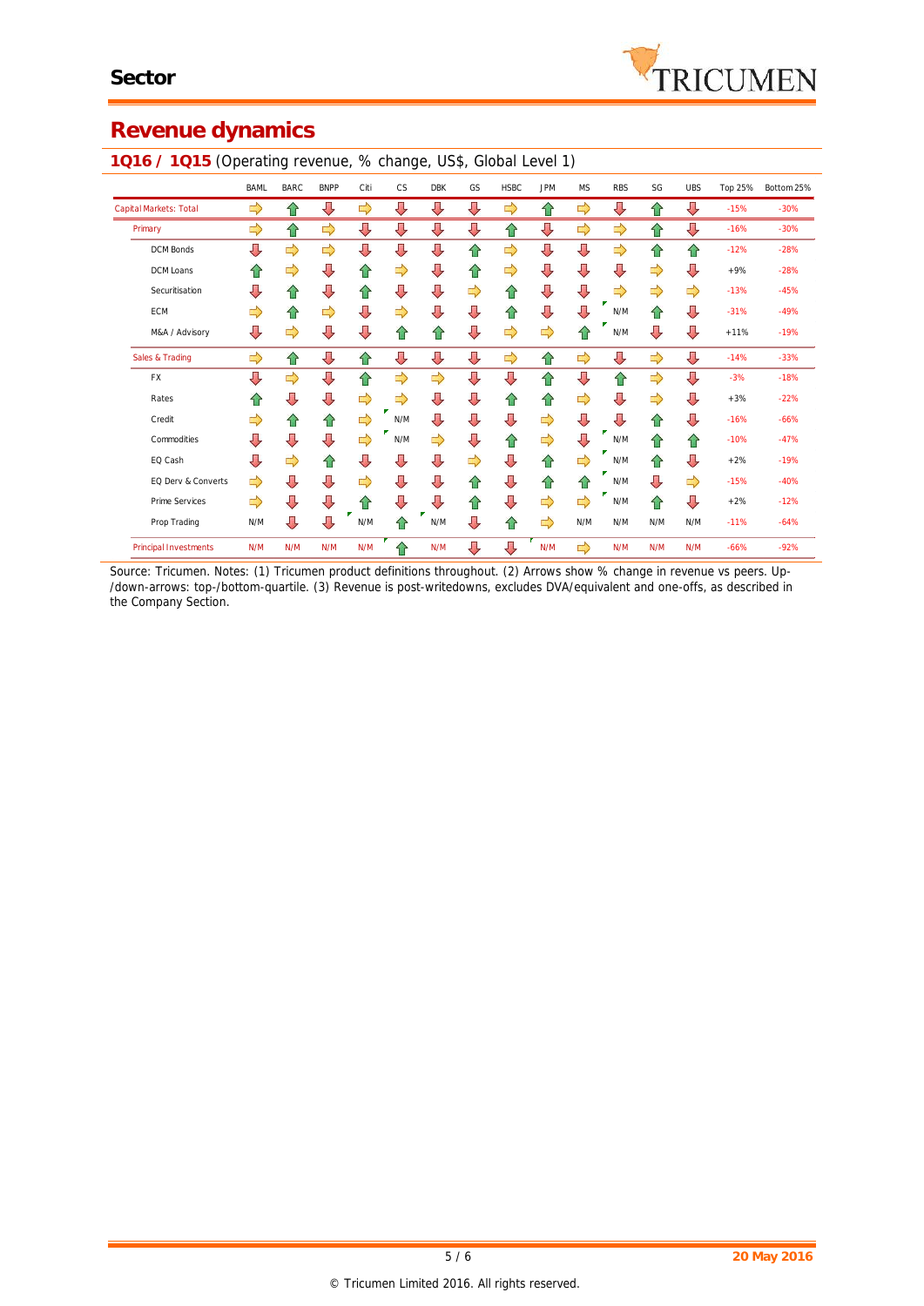## Sector

# Revenue dynamics

### 1Q16 / 1Q15 (Operating revenue, % change, US$, Global Level 1)

| | BAML | BARC | BNPP | Citi | CS | DBK | GS | HSBC | JPM | MS | RBS | SG | UBS | Top 25% | Bottom 25% |
|---|---|---|---|---|---|---|---|---|---|---|---|---|---|---|---|
| Capital Markets: Total | ⇨ | ⇧ | ⇩ | ⇨ | ⇩ | ⇩ | ⇩ | ⇨ | ⇧ | ⇨ | ⇩ | ⇧ | ⇩ | -15% | -30% |
| Primary | ⇨ | ⇧ | ⇨ | ⇩ | ⇩ | ⇩ | ⇩ | ⇧ | ⇩ | ⇨ | ⇨ | ⇧ | ⇩ | -16% | -30% |
| DCM Bonds | ⇩ | ⇨ | ⇨ | ⇩ | ⇩ | ⇩ | ⇧ | ⇨ | ⇩ | ⇩ | ⇨ | ⇧ | ⇧ | -12% | -28% |
| DCM Loans | ⇧ | ⇨ | ⇩ | ⇧ | ⇨ | ⇩ | ⇧ | ⇨ | ⇩ | ⇩ | ⇩ | ⇨ | ⇩ | +9% | -28% |
| Securitisation | ⇩ | ⇧ | ⇩ | ⇧ | ⇩ | ⇩ | ⇨ | ⇧ | ⇩ | ⇩ | ⇨ | ⇨ | ⇨ | -13% | -45% |
| ECM | ⇨ | ⇧ | ⇨ | ⇩ | ⇨ | ⇩ | ⇩ | ⇧ | ⇩ | ⇩ | N/M | ⇧ | ⇩ | -31% | -49% |
| M&A / Advisory | ⇩ | ⇨ | ⇩ | ⇩ | ⇧ | ⇧ | ⇩ | ⇨ | ⇨ | ⇧ | N/M | ⇩ | ⇩ | +11% | -19% |
| Sales & Trading | ⇨ | ⇧ | ⇩ | ⇧ | ⇩ | ⇩ | ⇩ | ⇨ | ⇧ | ⇨ | ⇩ | ⇨ | ⇩ | -14% | -33% |
| FX | ⇩ | ⇨ | ⇩ | ⇧ | ⇨ | ⇨ | ⇩ | ⇩ | ⇧ | ⇩ | ⇧ | ⇨ | ⇩ | -3% | -18% |
| Rates | ⇧ | ⇩ | ⇩ | ⇨ | ⇨ | ⇩ | ⇩ | ⇧ | ⇧ | ⇨ | ⇩ | ⇨ | ⇩ | +3% | -22% |
| Credit | ⇨ | ⇧ | ⇧ | ⇨ | N/M | ⇩ | ⇩ | ⇩ | ⇨ | ⇩ | ⇩ | ⇧ | ⇩ | -16% | -66% |
| Commodities | ⇩ | ⇩ | ⇩ | ⇨ | N/M | ⇨ | ⇩ | ⇧ | ⇨ | ⇩ | N/M | ⇧ | ⇧ | -10% | -47% |
| EQ Cash | ⇩ | ⇨ | ⇧ | ⇩ | ⇩ | ⇩ | ⇨ | ⇩ | ⇧ | ⇨ | N/M | ⇧ | ⇩ | +2% | -19% |
| EQ Derv & Converts | ⇨ | ⇩ | ⇩ | ⇨ | ⇩ | ⇩ | ⇧ | ⇩ | ⇧ | ⇧ | N/M | ⇩ | ⇨ | -15% | -40% |
| Prime Services | ⇨ | ⇩ | ⇩ | ⇧ | ⇩ | ⇩ | ⇧ | ⇩ | ⇨ | ⇨ | N/M | ⇧ | ⇩ | +2% | -12% |
| Prop Trading | N/M | ⇩ | ⇩ | N/M | ⇧ | N/M | ⇩ | ⇧ | ⇨ | N/M | N/M | N/M | N/M | -11% | -64% |
| Principal Investments | N/M | N/M | N/M | N/M | ⇧ | N/M | ⇩ | ⇩ | N/M | ⇨ | N/M | N/M | N/M | -66% | -92% |

Source: Tricumen. Notes: (1) Tricumen product definitions throughout. (2) Arrows show % change in revenue vs peers. Up- /down-arrows: top-/bottom-quartile. (3) Revenue is post-writedowns, excludes DVA/equivalent and one-offs, as described in the Company Section.

20 May 2016

© Tricumen Limited 2016. All rights reserved.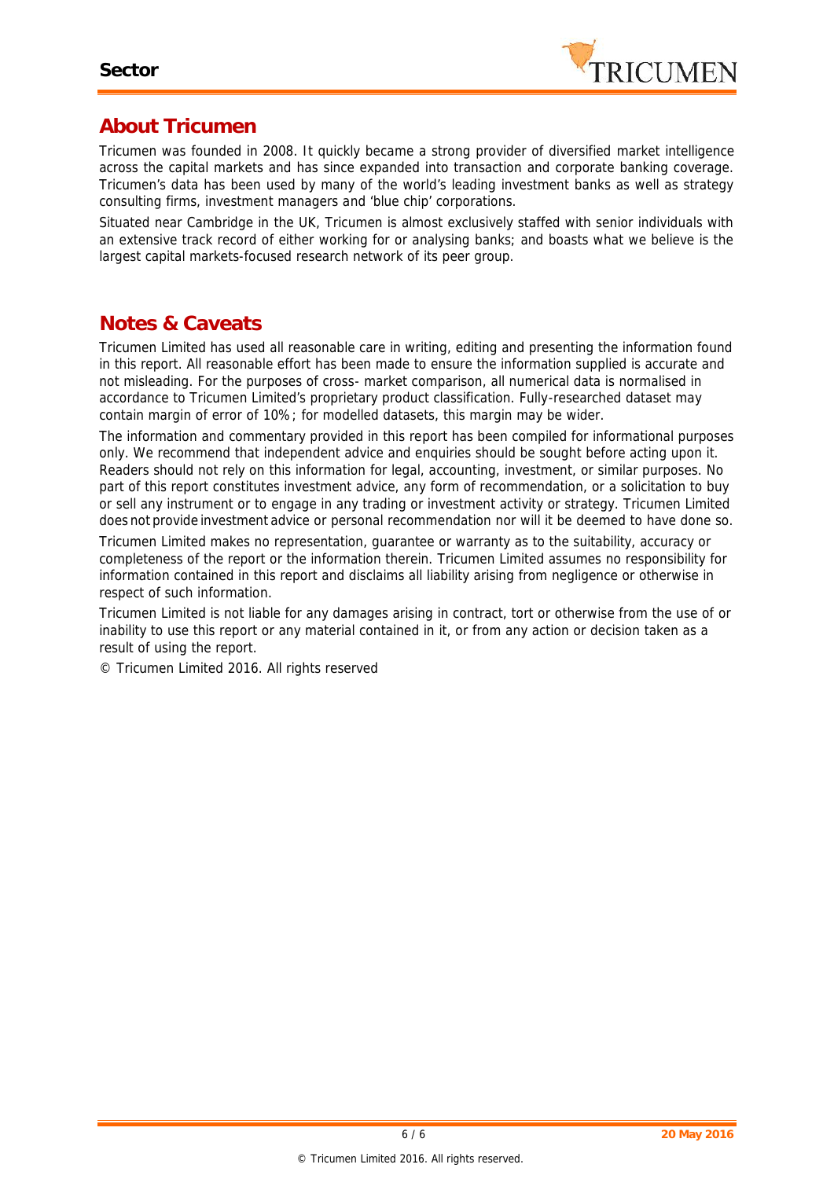## About Tricumen

Tricumen was founded in 2008. It quickly became a strong provider of diversified market intelligence across the capital markets and has since expanded into transaction and corporate banking coverage. Tricumen's data has been used by many of the world's leading investment banks as well as strategy consulting firms, investment managers and 'blue chip' corporations.

Situated near Cambridge in the UK, Tricumen is almost exclusively staffed with senior individuals with an extensive track record of either working for or analysing banks; and boasts what we believe is the largest capital markets-focused research network of its peer group.

## Notes & Caveats

Tricumen Limited has used all reasonable care in writing, editing and presenting the information found in this report. All reasonable effort has been made to ensure the information supplied is accurate and not misleading. For the purposes of cross- market comparison, all numerical data is normalised in accordance to Tricumen Limited's proprietary product classification. Fully-researched dataset may contain margin of error of 10%; for modelled datasets, this margin may be wider.

The information and commentary provided in this report has been compiled for informational purposes only. We recommend that independent advice and enquiries should be sought before acting upon it. Readers should not rely on this information for legal, accounting, investment, or similar purposes. No part of this report constitutes investment advice, any form of recommendation, or a solicitation to buy or sell any instrument or to engage in any trading or investment activity or strategy. Tricumen Limited does not provide investment advice or personal recommendation nor will it be deemed to have done so.

Tricumen Limited makes no representation, guarantee or warranty as to the suitability, accuracy or completeness of the report or the information therein. Tricumen Limited assumes no responsibility for information contained in this report and disclaims all liability arising from negligence or otherwise in respect of such information.

Tricumen Limited is not liable for any damages arising in contract, tort or otherwise from the use of or inability to use this report or any material contained in it, or from any action or decision taken as a result of using the report.

© Tricumen Limited 2016. All rights reserved